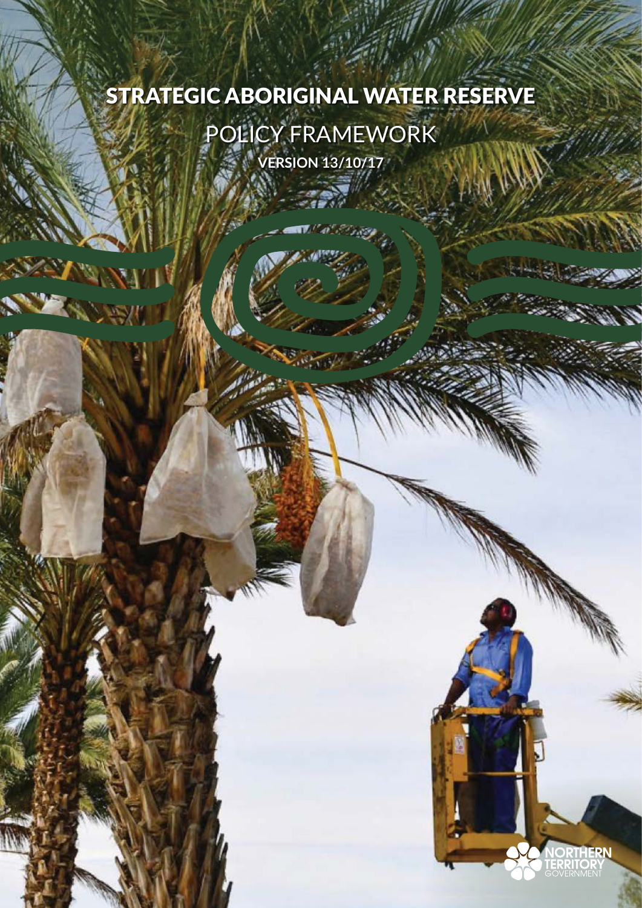# STRATEGIC ABORIGINAL WATER RESERVE

## POLICY FRAMEWORK

**VERSION 13/10/17**

NORTHERN TERRITORY GOVERNMENT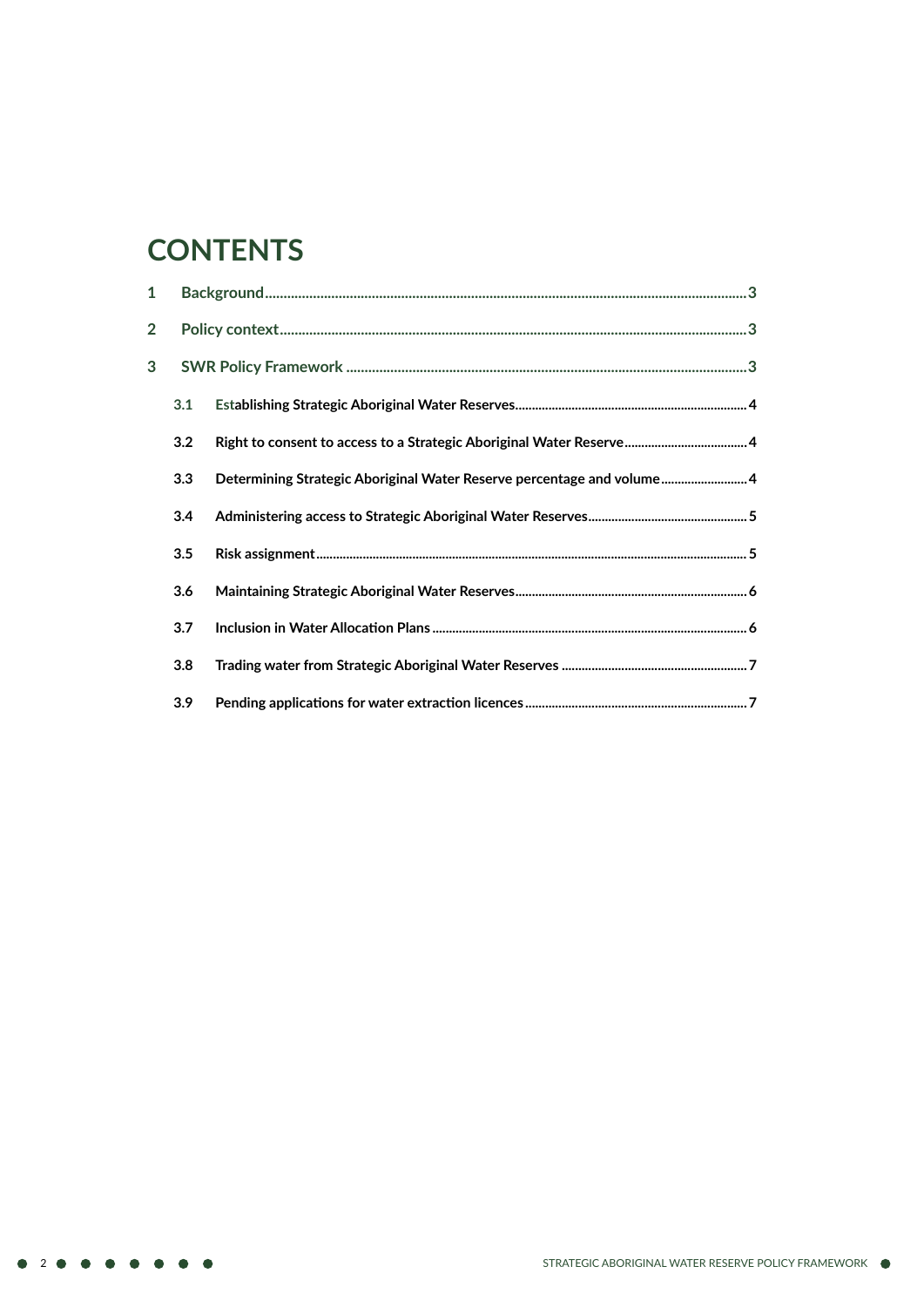# CONTENTS

1 Background ........................................................................ 3

2 Policy context ........................................................................ 3

3 SWR Policy Framework ........................................................................ 3

3.1 Establishing Strategic Aboriginal Water Reserves ........................................................................ 4

3.2 Right to consent to access to a Strategic Aboriginal Water Reserve ........................................................................ 4

3.3 Determining Strategic Aboriginal Water Reserve percentage and volume ........................................................................ 4

3.4 Administering access to Strategic Aboriginal Water Reserves ........................................................................ 5

3.5 Risk assignment ........................................................................ 5

3.6 Maintaining Strategic Aboriginal Water Reserves ........................................................................ 6

3.7 Inclusion in Water Allocation Plans ........................................................................ 6

3.8 Trading water from Strategic Aboriginal Water Reserves ........................................................................ 7

3.9 Pending applications for water extraction licences ........................................................................ 7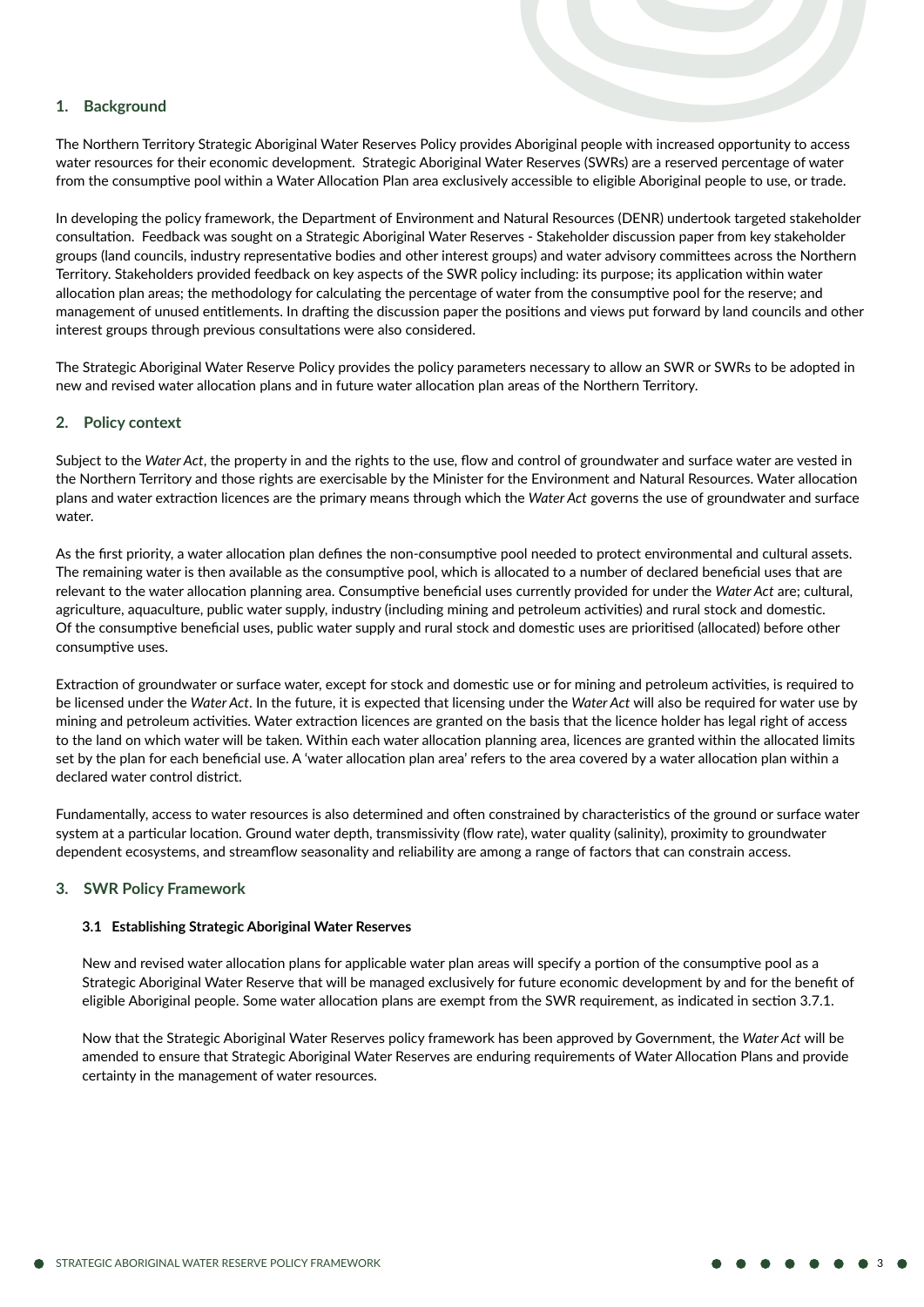## 1. Background

The Northern Territory Strategic Aboriginal Water Reserves Policy provides Aboriginal people with increased opportunity to access water resources for their economic development. Strategic Aboriginal Water Reserves (SWRs) are a reserved percentage of water from the consumptive pool within a Water Allocation Plan area exclusively accessible to eligible Aboriginal people to use, or trade.

In developing the policy framework, the Department of Environment and Natural Resources (DENR) undertook targeted stakeholder consultation. Feedback was sought on a Strategic Aboriginal Water Reserves - Stakeholder discussion paper from key stakeholder groups (land councils, industry representative bodies and other interest groups) and water advisory committees across the Northern Territory. Stakeholders provided feedback on key aspects of the SWR policy including: its purpose; its application within water allocation plan areas; the methodology for calculating the percentage of water from the consumptive pool for the reserve; and management of unused entitlements. In drafting the discussion paper the positions and views put forward by land councils and other interest groups through previous consultations were also considered.

The Strategic Aboriginal Water Reserve Policy provides the policy parameters necessary to allow an SWR or SWRs to be adopted in new and revised water allocation plans and in future water allocation plan areas of the Northern Territory.

## 2. Policy context

Subject to the *Water Act*, the property in and the rights to the use, flow and control of groundwater and surface water are vested in the Northern Territory and those rights are exercisable by the Minister for the Environment and Natural Resources. Water allocation plans and water extraction licences are the primary means through which the *Water Act* governs the use of groundwater and surface water.

As the first priority, a water allocation plan defines the non-consumptive pool needed to protect environmental and cultural assets. The remaining water is then available as the consumptive pool, which is allocated to a number of declared beneficial uses that are relevant to the water allocation planning area. Consumptive beneficial uses currently provided for under the *Water Act* are; cultural, agriculture, aquaculture, public water supply, industry (including mining and petroleum activities) and rural stock and domestic. Of the consumptive beneficial uses, public water supply and rural stock and domestic uses are prioritised (allocated) before other consumptive uses.

Extraction of groundwater or surface water, except for stock and domestic use or for mining and petroleum activities, is required to be licensed under the *Water Act*. In the future, it is expected that licensing under the *Water Act* will also be required for water use by mining and petroleum activities. Water extraction licences are granted on the basis that the licence holder has legal right of access to the land on which water will be taken. Within each water allocation planning area, licences are granted within the allocated limits set by the plan for each beneficial use. A 'water allocation plan area' refers to the area covered by a water allocation plan within a declared water control district.

Fundamentally, access to water resources is also determined and often constrained by characteristics of the ground or surface water system at a particular location. Ground water depth, transmissivity (flow rate), water quality (salinity), proximity to groundwater dependent ecosystems, and streamflow seasonality and reliability are among a range of factors that can constrain access.

## 3. SWR Policy Framework

### 3.1 Establishing Strategic Aboriginal Water Reserves

New and revised water allocation plans for applicable water plan areas will specify a portion of the consumptive pool as a Strategic Aboriginal Water Reserve that will be managed exclusively for future economic development by and for the benefit of eligible Aboriginal people. Some water allocation plans are exempt from the SWR requirement, as indicated in section 3.7.1.

Now that the Strategic Aboriginal Water Reserves policy framework has been approved by Government, the *Water Act* will be amended to ensure that Strategic Aboriginal Water Reserves are enduring requirements of Water Allocation Plans and provide certainty in the management of water resources.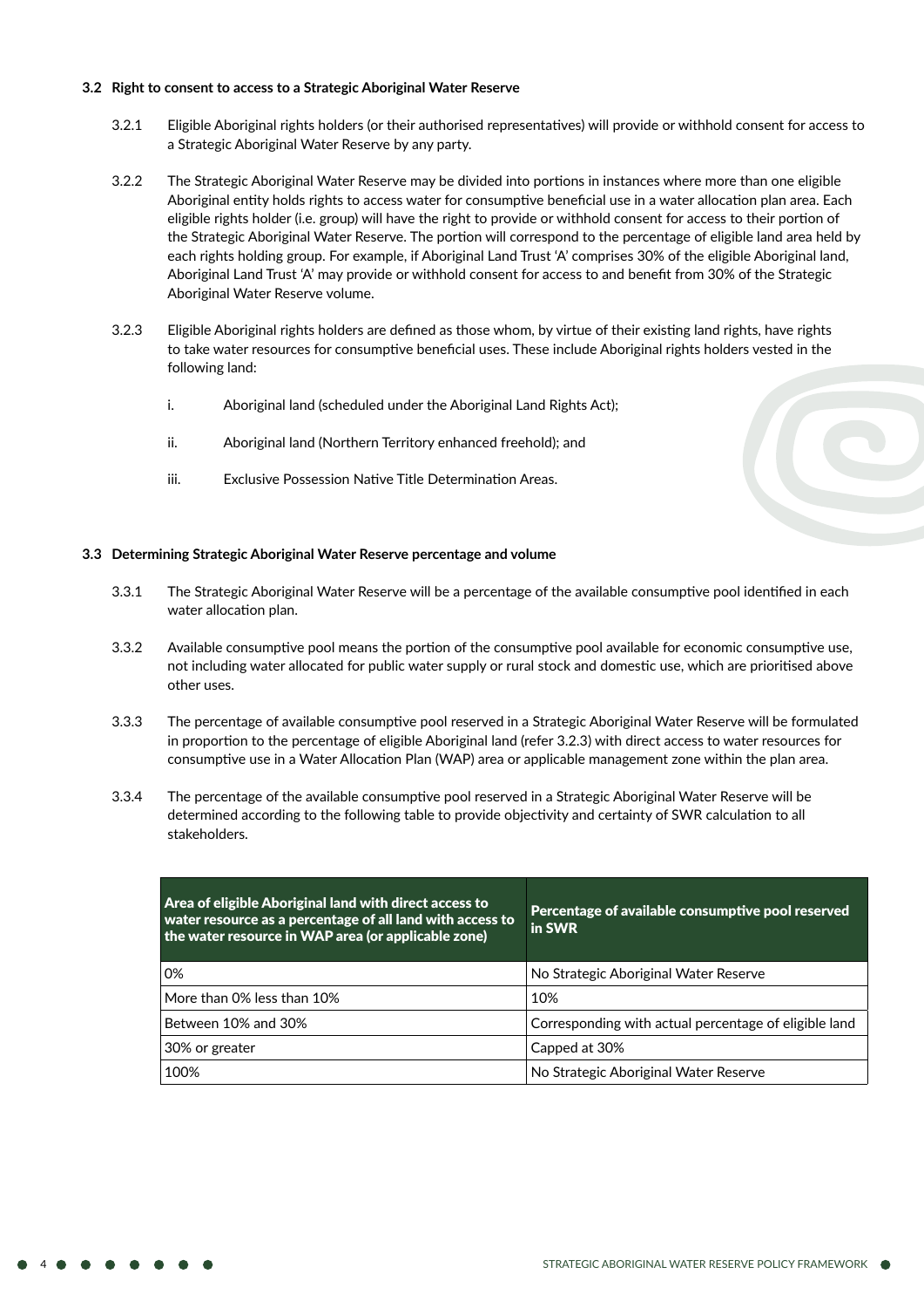### 3.2 Right to consent to access to a Strategic Aboriginal Water Reserve

3.2.1 Eligible Aboriginal rights holders (or their authorised representatives) will provide or withhold consent for access to a Strategic Aboriginal Water Reserve by any party.

3.2.2 The Strategic Aboriginal Water Reserve may be divided into portions in instances where more than one eligible Aboriginal entity holds rights to access water for consumptive beneficial use in a water allocation plan area. Each eligible rights holder (i.e. group) will have the right to provide or withhold consent for access to their portion of the Strategic Aboriginal Water Reserve. The portion will correspond to the percentage of eligible land area held by each rights holding group. For example, if Aboriginal Land Trust 'A' comprises 30% of the eligible Aboriginal land, Aboriginal Land Trust 'A' may provide or withhold consent for access to and benefit from 30% of the Strategic Aboriginal Water Reserve volume.

3.2.3 Eligible Aboriginal rights holders are defined as those whom, by virtue of their existing land rights, have rights to take water resources for consumptive beneficial uses. These include Aboriginal rights holders vested in the following land:

i. Aboriginal land (scheduled under the Aboriginal Land Rights Act);

ii. Aboriginal land (Northern Territory enhanced freehold); and

iii. Exclusive Possession Native Title Determination Areas.

### 3.3 Determining Strategic Aboriginal Water Reserve percentage and volume

3.3.1 The Strategic Aboriginal Water Reserve will be a percentage of the available consumptive pool identified in each water allocation plan.

3.3.2 Available consumptive pool means the portion of the consumptive pool available for economic consumptive use, not including water allocated for public water supply or rural stock and domestic use, which are prioritised above other uses.

3.3.3 The percentage of available consumptive pool reserved in a Strategic Aboriginal Water Reserve will be formulated in proportion to the percentage of eligible Aboriginal land (refer 3.2.3) with direct access to water resources for consumptive use in a Water Allocation Plan (WAP) area or applicable management zone within the plan area.

3.3.4 The percentage of the available consumptive pool reserved in a Strategic Aboriginal Water Reserve will be determined according to the following table to provide objectivity and certainty of SWR calculation to all stakeholders.

| Area of eligible Aboriginal land with direct access to water resource as a percentage of all land with access to the water resource in WAP area (or applicable zone) | Percentage of available consumptive pool reserved in SWR |
|---|---|
| 0% | No Strategic Aboriginal Water Reserve |
| More than 0% less than 10% | 10% |
| Between 10% and 30% | Corresponding with actual percentage of eligible land |
| 30% or greater | Capped at 30% |
| 100% | No Strategic Aboriginal Water Reserve |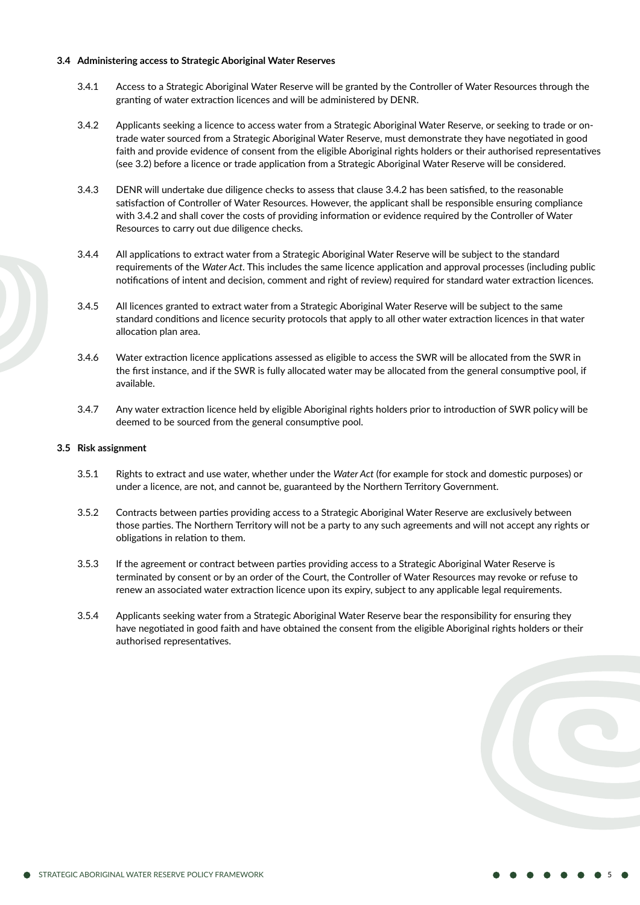### 3.4 Administering access to Strategic Aboriginal Water Reserves

3.4.1 Access to a Strategic Aboriginal Water Reserve will be granted by the Controller of Water Resources through the granting of water extraction licences and will be administered by DENR.

3.4.2 Applicants seeking a licence to access water from a Strategic Aboriginal Water Reserve, or seeking to trade or on-trade water sourced from a Strategic Aboriginal Water Reserve, must demonstrate they have negotiated in good faith and provide evidence of consent from the eligible Aboriginal rights holders or their authorised representatives (see 3.2) before a licence or trade application from a Strategic Aboriginal Water Reserve will be considered.

3.4.3 DENR will undertake due diligence checks to assess that clause 3.4.2 has been satisfied, to the reasonable satisfaction of Controller of Water Resources. However, the applicant shall be responsible ensuring compliance with 3.4.2 and shall cover the costs of providing information or evidence required by the Controller of Water Resources to carry out due diligence checks.

3.4.4 All applications to extract water from a Strategic Aboriginal Water Reserve will be subject to the standard requirements of the *Water Act*. This includes the same licence application and approval processes (including public notifications of intent and decision, comment and right of review) required for standard water extraction licences.

3.4.5 All licences granted to extract water from a Strategic Aboriginal Water Reserve will be subject to the same standard conditions and licence security protocols that apply to all other water extraction licences in that water allocation plan area.

3.4.6 Water extraction licence applications assessed as eligible to access the SWR will be allocated from the SWR in the first instance, and if the SWR is fully allocated water may be allocated from the general consumptive pool, if available.

3.4.7 Any water extraction licence held by eligible Aboriginal rights holders prior to introduction of SWR policy will be deemed to be sourced from the general consumptive pool.

### 3.5 Risk assignment

3.5.1 Rights to extract and use water, whether under the *Water Act* (for example for stock and domestic purposes) or under a licence, are not, and cannot be, guaranteed by the Northern Territory Government.

3.5.2 Contracts between parties providing access to a Strategic Aboriginal Water Reserve are exclusively between those parties. The Northern Territory will not be a party to any such agreements and will not accept any rights or obligations in relation to them.

3.5.3 If the agreement or contract between parties providing access to a Strategic Aboriginal Water Reserve is terminated by consent or by an order of the Court, the Controller of Water Resources may revoke or refuse to renew an associated water extraction licence upon its expiry, subject to any applicable legal requirements.

3.5.4 Applicants seeking water from a Strategic Aboriginal Water Reserve bear the responsibility for ensuring they have negotiated in good faith and have obtained the consent from the eligible Aboriginal rights holders or their authorised representatives.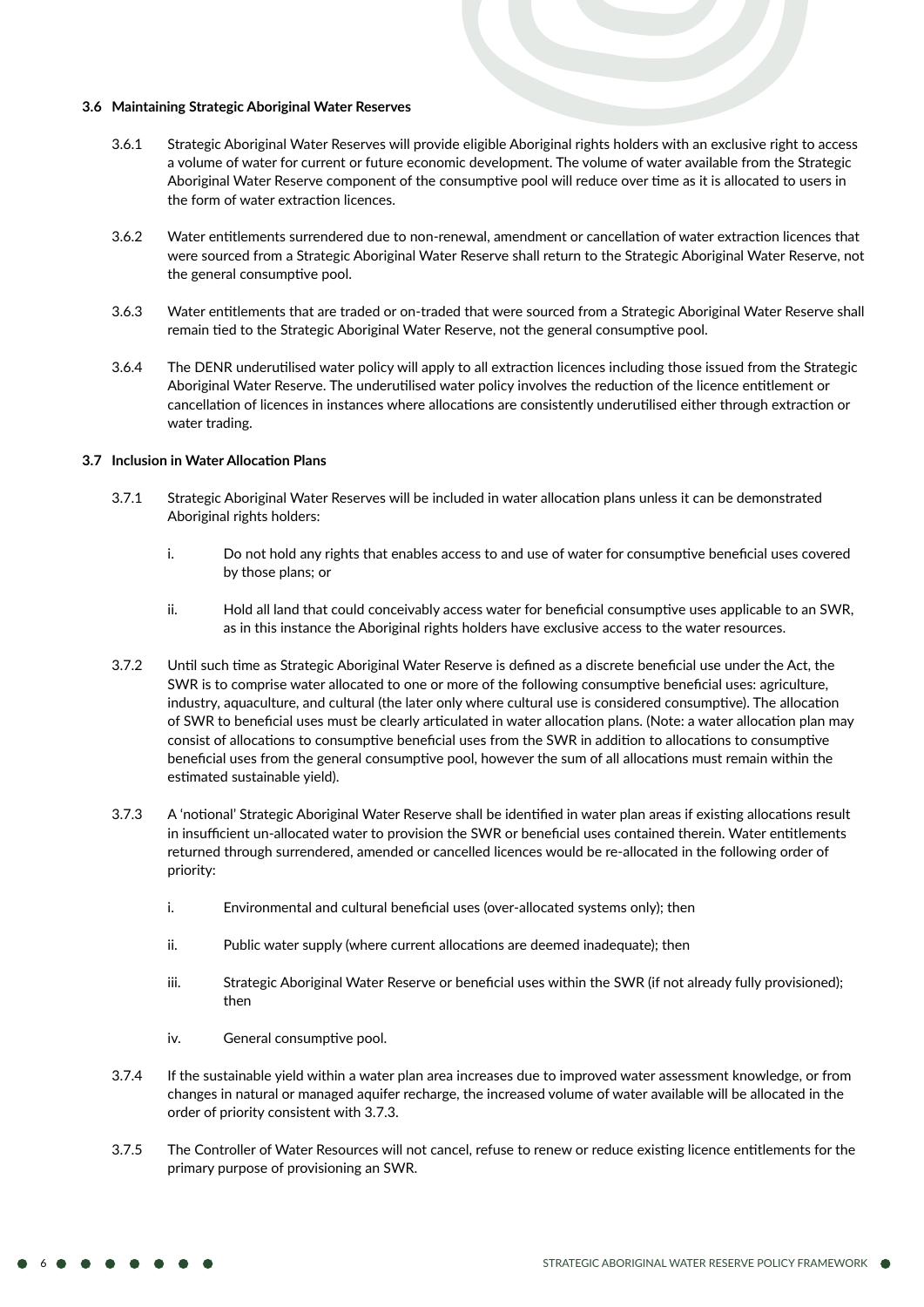### 3.6 Maintaining Strategic Aboriginal Water Reserves

3.6.1 Strategic Aboriginal Water Reserves will provide eligible Aboriginal rights holders with an exclusive right to access a volume of water for current or future economic development. The volume of water available from the Strategic Aboriginal Water Reserve component of the consumptive pool will reduce over time as it is allocated to users in the form of water extraction licences.

3.6.2 Water entitlements surrendered due to non-renewal, amendment or cancellation of water extraction licences that were sourced from a Strategic Aboriginal Water Reserve shall return to the Strategic Aboriginal Water Reserve, not the general consumptive pool.

3.6.3 Water entitlements that are traded or on-traded that were sourced from a Strategic Aboriginal Water Reserve shall remain tied to the Strategic Aboriginal Water Reserve, not the general consumptive pool.

3.6.4 The DENR underutilised water policy will apply to all extraction licences including those issued from the Strategic Aboriginal Water Reserve. The underutilised water policy involves the reduction of the licence entitlement or cancellation of licences in instances where allocations are consistently underutilised either through extraction or water trading.

### 3.7 Inclusion in Water Allocation Plans

3.7.1 Strategic Aboriginal Water Reserves will be included in water allocation plans unless it can be demonstrated Aboriginal rights holders:

i. Do not hold any rights that enables access to and use of water for consumptive beneficial uses covered by those plans; or

ii. Hold all land that could conceivably access water for beneficial consumptive uses applicable to an SWR, as in this instance the Aboriginal rights holders have exclusive access to the water resources.

3.7.2 Until such time as Strategic Aboriginal Water Reserve is defined as a discrete beneficial use under the Act, the SWR is to comprise water allocated to one or more of the following consumptive beneficial uses: agriculture, industry, aquaculture, and cultural (the later only where cultural use is considered consumptive). The allocation of SWR to beneficial uses must be clearly articulated in water allocation plans. (Note: a water allocation plan may consist of allocations to consumptive beneficial uses from the SWR in addition to allocations to consumptive beneficial uses from the general consumptive pool, however the sum of all allocations must remain within the estimated sustainable yield).

3.7.3 A 'notional' Strategic Aboriginal Water Reserve shall be identified in water plan areas if existing allocations result in insufficient un-allocated water to provision the SWR or beneficial uses contained therein. Water entitlements returned through surrendered, amended or cancelled licences would be re-allocated in the following order of priority:

i. Environmental and cultural beneficial uses (over-allocated systems only); then

ii. Public water supply (where current allocations are deemed inadequate); then

iii. Strategic Aboriginal Water Reserve or beneficial uses within the SWR (if not already fully provisioned); then

iv. General consumptive pool.

3.7.4 If the sustainable yield within a water plan area increases due to improved water assessment knowledge, or from changes in natural or managed aquifer recharge, the increased volume of water available will be allocated in the order of priority consistent with 3.7.3.

3.7.5 The Controller of Water Resources will not cancel, refuse to renew or reduce existing licence entitlements for the primary purpose of provisioning an SWR.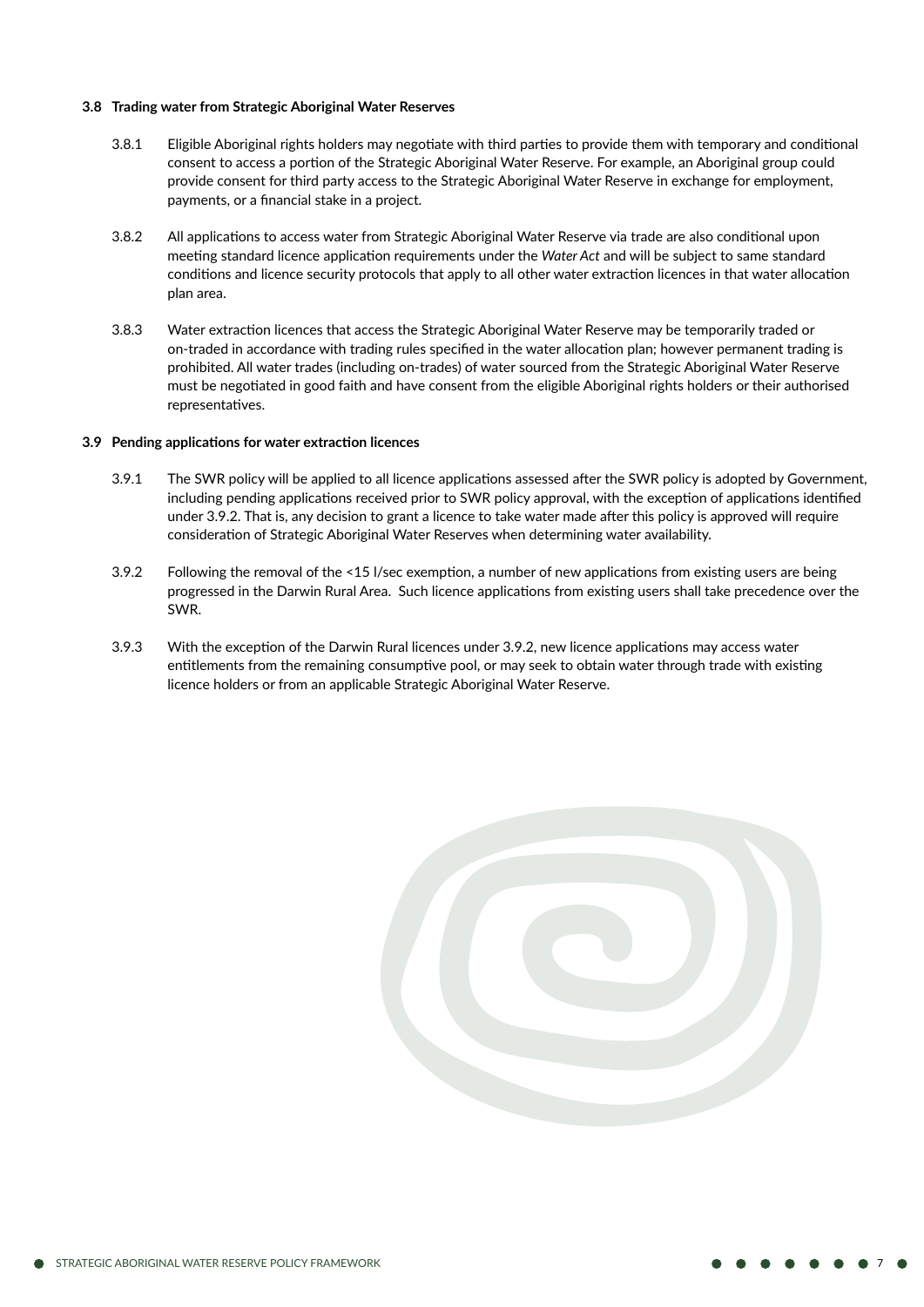### 3.8 Trading water from Strategic Aboriginal Water Reserves

3.8.1 Eligible Aboriginal rights holders may negotiate with third parties to provide them with temporary and conditional consent to access a portion of the Strategic Aboriginal Water Reserve. For example, an Aboriginal group could provide consent for third party access to the Strategic Aboriginal Water Reserve in exchange for employment, payments, or a financial stake in a project.

3.8.2 All applications to access water from Strategic Aboriginal Water Reserve via trade are also conditional upon meeting standard licence application requirements under the *Water Act* and will be subject to same standard conditions and licence security protocols that apply to all other water extraction licences in that water allocation plan area.

3.8.3 Water extraction licences that access the Strategic Aboriginal Water Reserve may be temporarily traded or on-traded in accordance with trading rules specified in the water allocation plan; however permanent trading is prohibited. All water trades (including on-trades) of water sourced from the Strategic Aboriginal Water Reserve must be negotiated in good faith and have consent from the eligible Aboriginal rights holders or their authorised representatives.

### 3.9 Pending applications for water extraction licences

3.9.1 The SWR policy will be applied to all licence applications assessed after the SWR policy is adopted by Government, including pending applications received prior to SWR policy approval, with the exception of applications identified under 3.9.2. That is, any decision to grant a licence to take water made after this policy is approved will require consideration of Strategic Aboriginal Water Reserves when determining water availability.

3.9.2 Following the removal of the <15 l/sec exemption, a number of new applications from existing users are being progressed in the Darwin Rural Area. Such licence applications from existing users shall take precedence over the SWR.

3.9.3 With the exception of the Darwin Rural licences under 3.9.2, new licence applications may access water entitlements from the remaining consumptive pool, or may seek to obtain water through trade with existing licence holders or from an applicable Strategic Aboriginal Water Reserve.